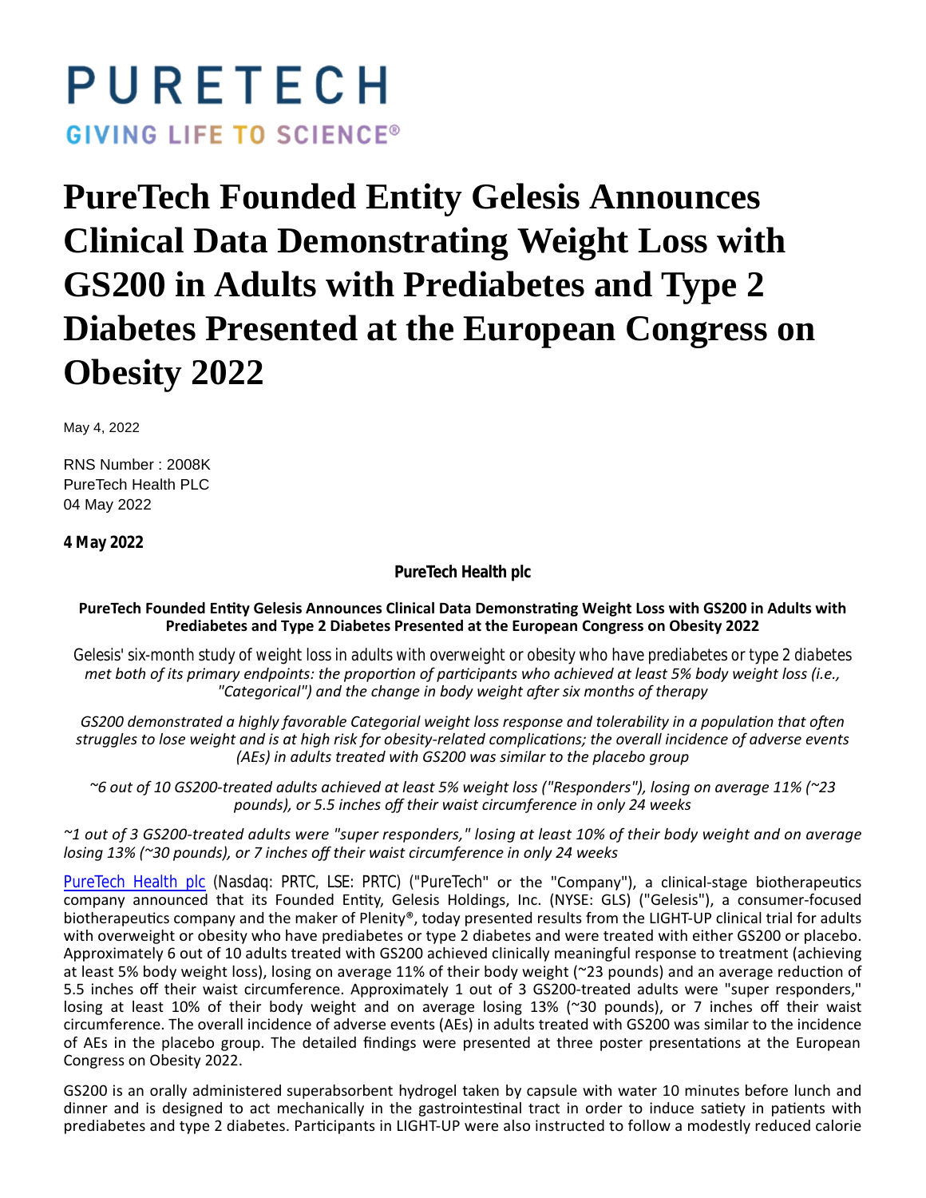# PURETECH

GIVING LIFE TO SCIENCE®

# PureTech Founded Entity Gelesis Announces Clinical Data Demonstrating Weight Loss with GS200 in Adults with Prediabetes and Type 2 Diabetes Presented at the European Congress on Obesity 2022

May 4, 2022

RNS Number : 2008K
PureTech Health PLC
04 May 2022

**4 May 2022**

**PureTech Health plc**

**PureTech Founded Entity Gelesis Announces Clinical Data Demonstrating Weight Loss with GS200 in Adults with Prediabetes and Type 2 Diabetes Presented at the European Congress on Obesity 2022**

*Gelesis' six-month study of weight loss in adults with overweight or obesity who have prediabetes or type 2 diabetes met both of its primary endpoints: the proportion of participants who achieved at least 5% body weight loss (i.e., "Categorical") and the change in body weight after six months of therapy*

*GS200 demonstrated a highly favorable Categorial weight loss response and tolerability in a population that often struggles to lose weight and is at high risk for obesity-related complications; the overall incidence of adverse events (AEs) in adults treated with GS200 was similar to the placebo group*

*~6 out of 10 GS200-treated adults achieved at least 5% weight loss ("Responders"), losing on average 11% (~23 pounds), or 5.5 inches off their waist circumference in only 24 weeks*

*~1 out of 3 GS200-treated adults were "super responders," losing at least 10% of their body weight and on average losing 13% (~30 pounds), or 7 inches off their waist circumference in only 24 weeks*

PureTech Health plc (Nasdaq: PRTC, LSE: PRTC) ("PureTech" or the "Company"), a clinical-stage biotherapeutics company announced that its Founded Entity, Gelesis Holdings, Inc. (NYSE: GLS) ("Gelesis"), a consumer-focused biotherapeutics company and the maker of Plenity®, today presented results from the LIGHT-UP clinical trial for adults with overweight or obesity who have prediabetes or type 2 diabetes and were treated with either GS200 or placebo. Approximately 6 out of 10 adults treated with GS200 achieved clinically meaningful response to treatment (achieving at least 5% body weight loss), losing on average 11% of their body weight (~23 pounds) and an average reduction of 5.5 inches off their waist circumference. Approximately 1 out of 3 GS200-treated adults were "super responders," losing at least 10% of their body weight and on average losing 13% (~30 pounds), or 7 inches off their waist circumference. The overall incidence of adverse events (AEs) in adults treated with GS200 was similar to the incidence of AEs in the placebo group. The detailed findings were presented at three poster presentations at the European Congress on Obesity 2022.

GS200 is an orally administered superabsorbent hydrogel taken by capsule with water 10 minutes before lunch and dinner and is designed to act mechanically in the gastrointestinal tract in order to induce satiety in patients with prediabetes and type 2 diabetes. Participants in LIGHT-UP were also instructed to follow a modestly reduced calorie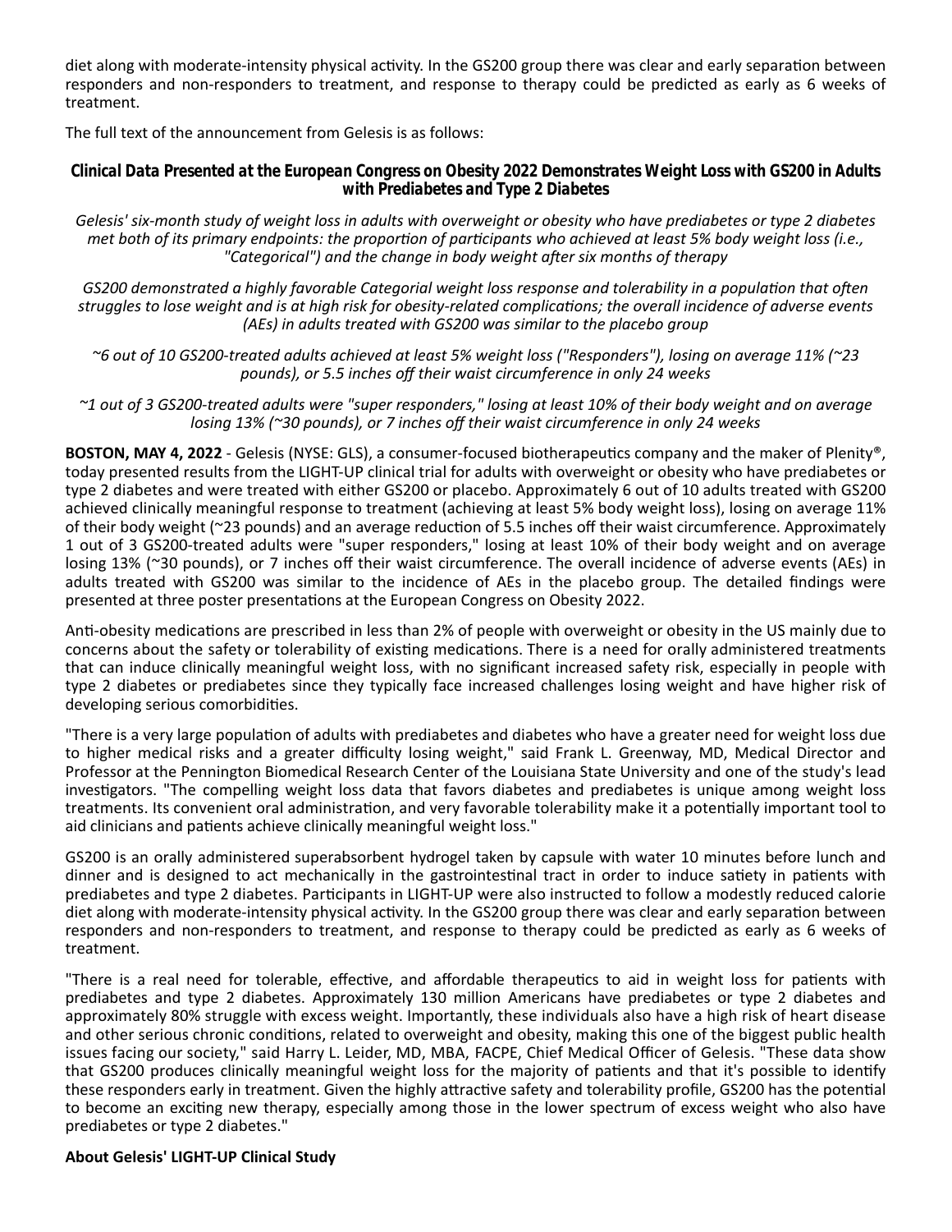diet along with moderate-intensity physical activity. In the GS200 group there was clear and early separation between responders and non-responders to treatment, and response to therapy could be predicted as early as 6 weeks of treatment.

The full text of the announcement from Gelesis is as follows:

### *Clinical Data Presented at the European Congress on Obesity 2022 Demonstrates Weight Loss with GS200 in Adults with Prediabetes and Type 2 Diabetes*

*Gelesis' six-month study of weight loss in adults with overweight or obesity who have prediabetes or type 2 diabetes met both of its primary endpoints: the proportion of participants who achieved at least 5% body weight loss (i.e., "Categorical") and the change in body weight after six months of therapy*

*GS200 demonstrated a highly favorable Categorial weight loss response and tolerability in a population that often struggles to lose weight and is at high risk for obesity-related complications; the overall incidence of adverse events (AEs) in adults treated with GS200 was similar to the placebo group*

*~6 out of 10 GS200-treated adults achieved at least 5% weight loss ("Responders"), losing on average 11% (~23 pounds), or 5.5 inches off their waist circumference in only 24 weeks*

*~1 out of 3 GS200-treated adults were "super responders," losing at least 10% of their body weight and on average losing 13% (~30 pounds), or 7 inches off their waist circumference in only 24 weeks*

**BOSTON, MAY 4, 2022** - Gelesis (NYSE: GLS), a consumer-focused biotherapeutics company and the maker of Plenity®, today presented results from the LIGHT-UP clinical trial for adults with overweight or obesity who have prediabetes or type 2 diabetes and were treated with either GS200 or placebo. Approximately 6 out of 10 adults treated with GS200 achieved clinically meaningful response to treatment (achieving at least 5% body weight loss), losing on average 11% of their body weight (~23 pounds) and an average reduction of 5.5 inches off their waist circumference. Approximately 1 out of 3 GS200-treated adults were "super responders," losing at least 10% of their body weight and on average losing 13% (~30 pounds), or 7 inches off their waist circumference. The overall incidence of adverse events (AEs) in adults treated with GS200 was similar to the incidence of AEs in the placebo group. The detailed findings were presented at three poster presentations at the European Congress on Obesity 2022.

Anti-obesity medications are prescribed in less than 2% of people with overweight or obesity in the US mainly due to concerns about the safety or tolerability of existing medications. There is a need for orally administered treatments that can induce clinically meaningful weight loss, with no significant increased safety risk, especially in people with type 2 diabetes or prediabetes since they typically face increased challenges losing weight and have higher risk of developing serious comorbidities.

"There is a very large population of adults with prediabetes and diabetes who have a greater need for weight loss due to higher medical risks and a greater difficulty losing weight," said Frank L. Greenway, MD, Medical Director and Professor at the Pennington Biomedical Research Center of the Louisiana State University and one of the study's lead investigators. "The compelling weight loss data that favors diabetes and prediabetes is unique among weight loss treatments. Its convenient oral administration, and very favorable tolerability make it a potentially important tool to aid clinicians and patients achieve clinically meaningful weight loss."

GS200 is an orally administered superabsorbent hydrogel taken by capsule with water 10 minutes before lunch and dinner and is designed to act mechanically in the gastrointestinal tract in order to induce satiety in patients with prediabetes and type 2 diabetes. Participants in LIGHT-UP were also instructed to follow a modestly reduced calorie diet along with moderate-intensity physical activity. In the GS200 group there was clear and early separation between responders and non-responders to treatment, and response to therapy could be predicted as early as 6 weeks of treatment.

"There is a real need for tolerable, effective, and affordable therapeutics to aid in weight loss for patients with prediabetes and type 2 diabetes. Approximately 130 million Americans have prediabetes or type 2 diabetes and approximately 80% struggle with excess weight. Importantly, these individuals also have a high risk of heart disease and other serious chronic conditions, related to overweight and obesity, making this one of the biggest public health issues facing our society," said Harry L. Leider, MD, MBA, FACPE, Chief Medical Officer of Gelesis. "These data show that GS200 produces clinically meaningful weight loss for the majority of patients and that it's possible to identify these responders early in treatment. Given the highly attractive safety and tolerability profile, GS200 has the potential to become an exciting new therapy, especially among those in the lower spectrum of excess weight who also have prediabetes or type 2 diabetes."

**About Gelesis' LIGHT-UP Clinical Study**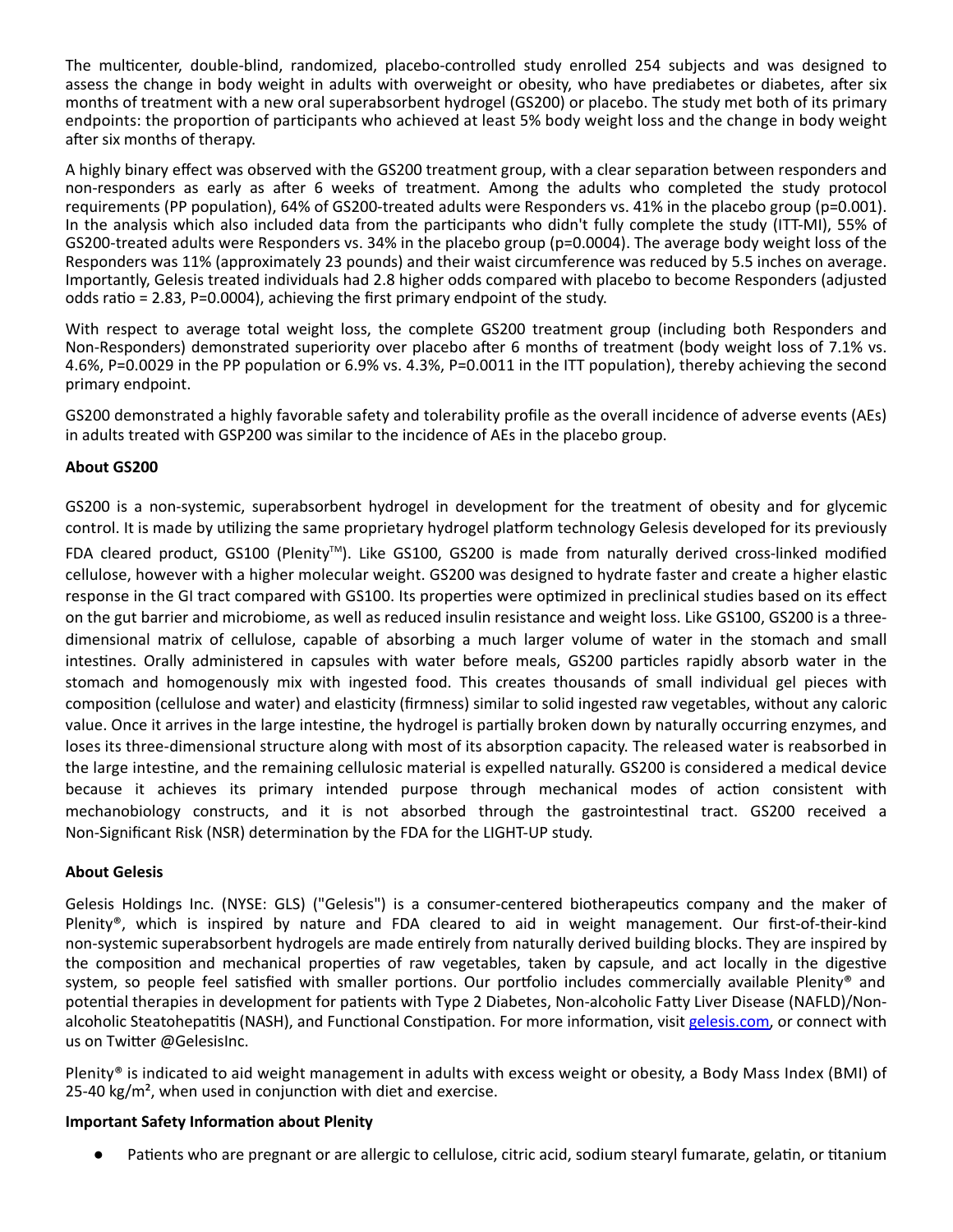The multicenter, double-blind, randomized, placebo-controlled study enrolled 254 subjects and was designed to assess the change in body weight in adults with overweight or obesity, who have prediabetes or diabetes, after six months of treatment with a new oral superabsorbent hydrogel (GS200) or placebo. The study met both of its primary endpoints: the proportion of participants who achieved at least 5% body weight loss and the change in body weight after six months of therapy.

A highly binary effect was observed with the GS200 treatment group, with a clear separation between responders and non-responders as early as after 6 weeks of treatment. Among the adults who completed the study protocol requirements (PP population), 64% of GS200-treated adults were Responders vs. 41% in the placebo group (p=0.001). In the analysis which also included data from the participants who didn't fully complete the study (ITT-MI), 55% of GS200-treated adults were Responders vs. 34% in the placebo group (p=0.0004). The average body weight loss of the Responders was 11% (approximately 23 pounds) and their waist circumference was reduced by 5.5 inches on average. Importantly, Gelesis treated individuals had 2.8 higher odds compared with placebo to become Responders (adjusted odds ratio = 2.83, P=0.0004), achieving the first primary endpoint of the study.

With respect to average total weight loss, the complete GS200 treatment group (including both Responders and Non-Responders) demonstrated superiority over placebo after 6 months of treatment (body weight loss of 7.1% vs. 4.6%, P=0.0029 in the PP population or 6.9% vs. 4.3%, P=0.0011 in the ITT population), thereby achieving the second primary endpoint.

GS200 demonstrated a highly favorable safety and tolerability profile as the overall incidence of adverse events (AEs) in adults treated with GSP200 was similar to the incidence of AEs in the placebo group.

**About GS200**

GS200 is a non-systemic, superabsorbent hydrogel in development for the treatment of obesity and for glycemic control. It is made by utilizing the same proprietary hydrogel platform technology Gelesis developed for its previously FDA cleared product, GS100 (Plenity™). Like GS100, GS200 is made from naturally derived cross-linked modified cellulose, however with a higher molecular weight. GS200 was designed to hydrate faster and create a higher elastic response in the GI tract compared with GS100. Its properties were optimized in preclinical studies based on its effect on the gut barrier and microbiome, as well as reduced insulin resistance and weight loss. Like GS100, GS200 is a three-dimensional matrix of cellulose, capable of absorbing a much larger volume of water in the stomach and small intestines. Orally administered in capsules with water before meals, GS200 particles rapidly absorb water in the stomach and homogenously mix with ingested food. This creates thousands of small individual gel pieces with composition (cellulose and water) and elasticity (firmness) similar to solid ingested raw vegetables, without any caloric value. Once it arrives in the large intestine, the hydrogel is partially broken down by naturally occurring enzymes, and loses its three-dimensional structure along with most of its absorption capacity. The released water is reabsorbed in the large intestine, and the remaining cellulosic material is expelled naturally. GS200 is considered a medical device because it achieves its primary intended purpose through mechanical modes of action consistent with mechanobiology constructs, and it is not absorbed through the gastrointestinal tract. GS200 received a Non-Significant Risk (NSR) determination by the FDA for the LIGHT-UP study.

**About Gelesis**

Gelesis Holdings Inc. (NYSE: GLS) ("Gelesis") is a consumer-centered biotherapeutics company and the maker of Plenity®, which is inspired by nature and FDA cleared to aid in weight management. Our first-of-their-kind non-systemic superabsorbent hydrogels are made entirely from naturally derived building blocks. They are inspired by the composition and mechanical properties of raw vegetables, taken by capsule, and act locally in the digestive system, so people feel satisfied with smaller portions. Our portfolio includes commercially available Plenity® and potential therapies in development for patients with Type 2 Diabetes, Non-alcoholic Fatty Liver Disease (NAFLD)/Non-alcoholic Steatohepatitis (NASH), and Functional Constipation. For more information, visit gelesis.com, or connect with us on Twitter @GelesisInc.

Plenity® is indicated to aid weight management in adults with excess weight or obesity, a Body Mass Index (BMI) of 25-40 kg/m², when used in conjunction with diet and exercise.

**Important Safety Information about Plenity**

- Patients who are pregnant or are allergic to cellulose, citric acid, sodium stearyl fumarate, gelatin, or titanium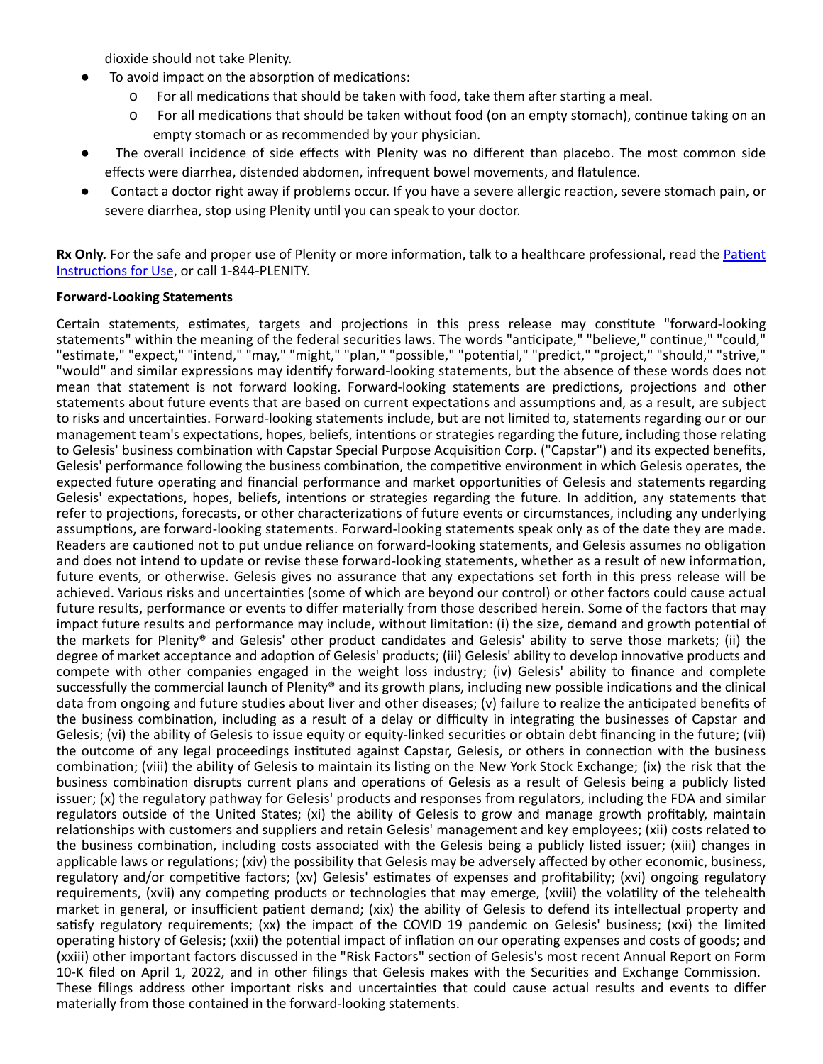dioxide should not take Plenity.

- To avoid impact on the absorption of medications:
  - For all medications that should be taken with food, take them after starting a meal.
  - For all medications that should be taken without food (on an empty stomach), continue taking on an empty stomach or as recommended by your physician.
- The overall incidence of side effects with Plenity was no different than placebo. The most common side effects were diarrhea, distended abdomen, infrequent bowel movements, and flatulence.
- Contact a doctor right away if problems occur. If you have a severe allergic reaction, severe stomach pain, or severe diarrhea, stop using Plenity until you can speak to your doctor.

**Rx Only.** For the safe and proper use of Plenity or more information, talk to a healthcare professional, read the Patient Instructions for Use, or call 1-844-PLENITY.

**Forward-Looking Statements**

Certain statements, estimates, targets and projections in this press release may constitute "forward-looking statements" within the meaning of the federal securities laws. The words "anticipate," "believe," continue," "could," "estimate," "expect," "intend," "may," "might," "plan," "possible," "potential," "predict," "project," "should," "strive," "would" and similar expressions may identify forward-looking statements, but the absence of these words does not mean that statement is not forward looking. Forward-looking statements are predictions, projections and other statements about future events that are based on current expectations and assumptions and, as a result, are subject to risks and uncertainties. Forward-looking statements include, but are not limited to, statements regarding our or our management team's expectations, hopes, beliefs, intentions or strategies regarding the future, including those relating to Gelesis' business combination with Capstar Special Purpose Acquisition Corp. ("Capstar") and its expected benefits, Gelesis' performance following the business combination, the competitive environment in which Gelesis operates, the expected future operating and financial performance and market opportunities of Gelesis and statements regarding Gelesis' expectations, hopes, beliefs, intentions or strategies regarding the future. In addition, any statements that refer to projections, forecasts, or other characterizations of future events or circumstances, including any underlying assumptions, are forward-looking statements. Forward-looking statements speak only as of the date they are made. Readers are cautioned not to put undue reliance on forward-looking statements, and Gelesis assumes no obligation and does not intend to update or revise these forward-looking statements, whether as a result of new information, future events, or otherwise. Gelesis gives no assurance that any expectations set forth in this press release will be achieved. Various risks and uncertainties (some of which are beyond our control) or other factors could cause actual future results, performance or events to differ materially from those described herein. Some of the factors that may impact future results and performance may include, without limitation: (i) the size, demand and growth potential of the markets for Plenity® and Gelesis' other product candidates and Gelesis' ability to serve those markets; (ii) the degree of market acceptance and adoption of Gelesis' products; (iii) Gelesis' ability to develop innovative products and compete with other companies engaged in the weight loss industry; (iv) Gelesis' ability to finance and complete successfully the commercial launch of Plenity® and its growth plans, including new possible indications and the clinical data from ongoing and future studies about liver and other diseases; (v) failure to realize the anticipated benefits of the business combination, including as a result of a delay or difficulty in integrating the businesses of Capstar and Gelesis; (vi) the ability of Gelesis to issue equity or equity-linked securities or obtain debt financing in the future; (vii) the outcome of any legal proceedings instituted against Capstar, Gelesis, or others in connection with the business combination; (viii) the ability of Gelesis to maintain its listing on the New York Stock Exchange; (ix) the risk that the business combination disrupts current plans and operations of Gelesis as a result of Gelesis being a publicly listed issuer; (x) the regulatory pathway for Gelesis' products and responses from regulators, including the FDA and similar regulators outside of the United States; (xi) the ability of Gelesis to grow and manage growth profitably, maintain relationships with customers and suppliers and retain Gelesis' management and key employees; (xii) costs related to the business combination, including costs associated with the Gelesis being a publicly listed issuer; (xiii) changes in applicable laws or regulations; (xiv) the possibility that Gelesis may be adversely affected by other economic, business, regulatory and/or competitive factors; (xv) Gelesis' estimates of expenses and profitability; (xvi) ongoing regulatory requirements, (xvii) any competing products or technologies that may emerge, (xviii) the volatility of the telehealth market in general, or insufficient patient demand; (xix) the ability of Gelesis to defend its intellectual property and satisfy regulatory requirements; (xx) the impact of the COVID 19 pandemic on Gelesis' business; (xxi) the limited operating history of Gelesis; (xxii) the potential impact of inflation on our operating expenses and costs of goods; and (xxiii) other important factors discussed in the "Risk Factors" section of Gelesis's most recent Annual Report on Form 10-K filed on April 1, 2022, and in other filings that Gelesis makes with the Securities and Exchange Commission. These filings address other important risks and uncertainties that could cause actual results and events to differ materially from those contained in the forward-looking statements.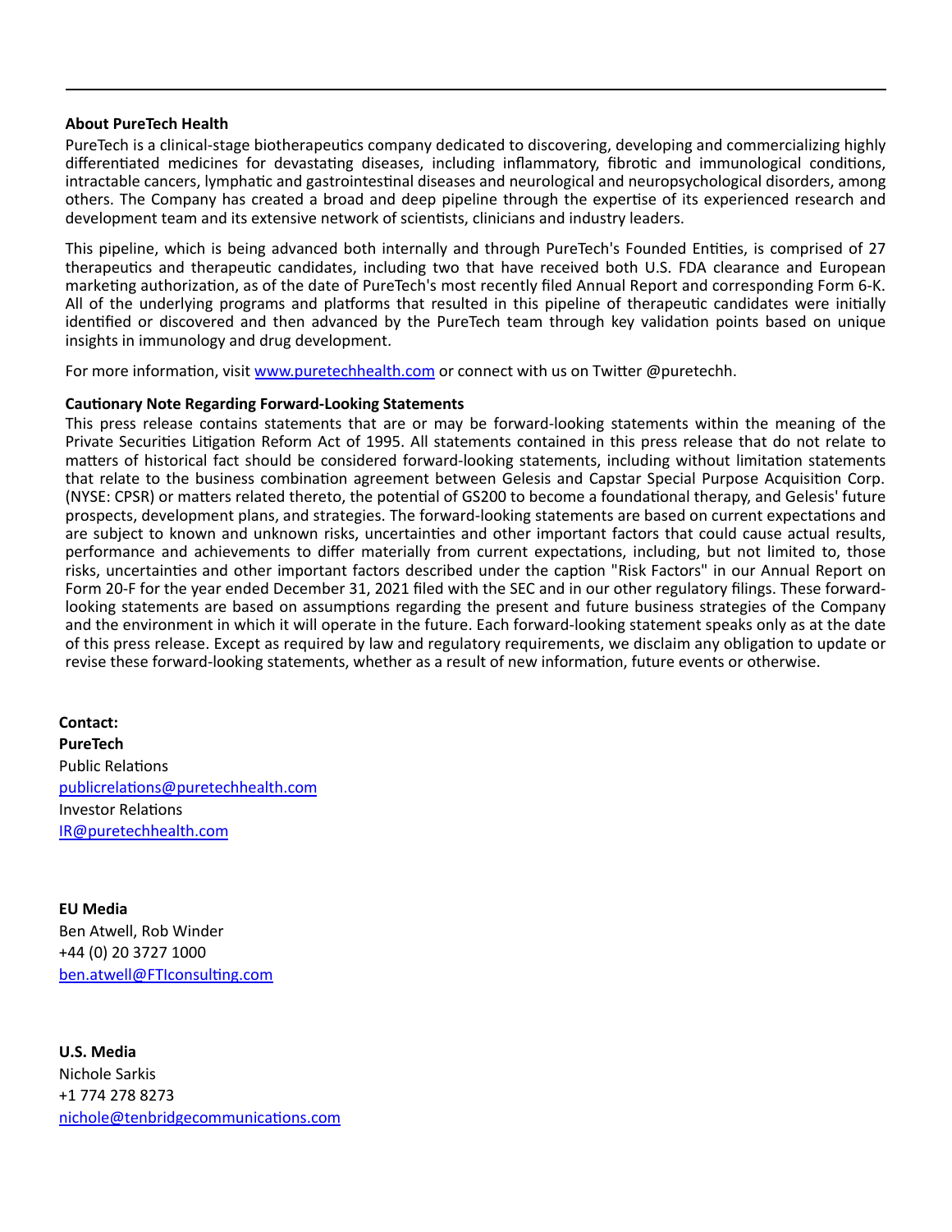**About PureTech Health**

PureTech is a clinical-stage biotherapeutics company dedicated to discovering, developing and commercializing highly differentiated medicines for devastating diseases, including inflammatory, fibrotic and immunological conditions, intractable cancers, lymphatic and gastrointestinal diseases and neurological and neuropsychological disorders, among others. The Company has created a broad and deep pipeline through the expertise of its experienced research and development team and its extensive network of scientists, clinicians and industry leaders.

This pipeline, which is being advanced both internally and through PureTech's Founded Entities, is comprised of 27 therapeutics and therapeutic candidates, including two that have received both U.S. FDA clearance and European marketing authorization, as of the date of PureTech's most recently filed Annual Report and corresponding Form 6-K. All of the underlying programs and platforms that resulted in this pipeline of therapeutic candidates were initially identified or discovered and then advanced by the PureTech team through key validation points based on unique insights in immunology and drug development.

For more information, visit [www.puretechhealth.com](http://www.puretechhealth.com) or connect with us on Twitter @puretechh.

**Cautionary Note Regarding Forward-Looking Statements**

This press release contains statements that are or may be forward-looking statements within the meaning of the Private Securities Litigation Reform Act of 1995. All statements contained in this press release that do not relate to matters of historical fact should be considered forward-looking statements, including without limitation statements that relate to the business combination agreement between Gelesis and Capstar Special Purpose Acquisition Corp. (NYSE: CPSR) or matters related thereto, the potential of GS200 to become a foundational therapy, and Gelesis' future prospects, development plans, and strategies. The forward-looking statements are based on current expectations and are subject to known and unknown risks, uncertainties and other important factors that could cause actual results, performance and achievements to differ materially from current expectations, including, but not limited to, those risks, uncertainties and other important factors described under the caption "Risk Factors" in our Annual Report on Form 20-F for the year ended December 31, 2021 filed with the SEC and in our other regulatory filings. These forward-looking statements are based on assumptions regarding the present and future business strategies of the Company and the environment in which it will operate in the future. Each forward-looking statement speaks only as at the date of this press release. Except as required by law and regulatory requirements, we disclaim any obligation to update or revise these forward-looking statements, whether as a result of new information, future events or otherwise.

**Contact:**
**PureTech**
Public Relations
[publicrelations@puretechhealth.com](mailto:publicrelations@puretechhealth.com)
Investor Relations
[IR@puretechhealth.com](mailto:IR@puretechhealth.com)

**EU Media**
Ben Atwell, Rob Winder
+44 (0) 20 3727 1000
[ben.atwell@FTIconsulting.com](mailto:ben.atwell@FTIconsulting.com)

**U.S. Media**
Nichole Sarkis
+1 774 278 8273
[nichole@tenbridgecommunications.com](mailto:nichole@tenbridgecommunications.com)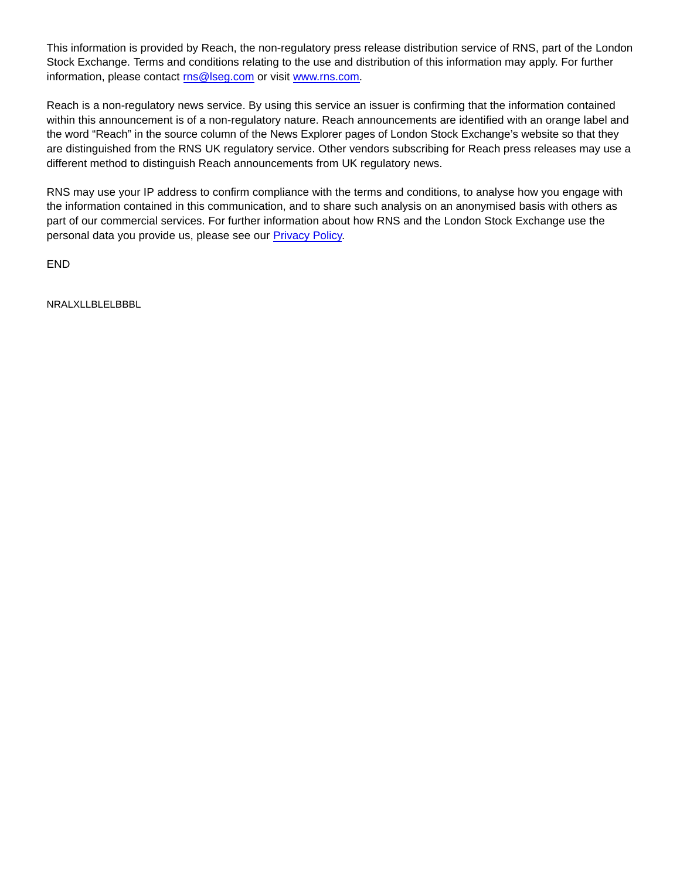This information is provided by Reach, the non-regulatory press release distribution service of RNS, part of the London Stock Exchange. Terms and conditions relating to the use and distribution of this information may apply. For further information, please contact [rns@lseg.com](mailto:rns@lseg.com) or visit [www.rns.com](http://www.rns.com).

Reach is a non-regulatory news service. By using this service an issuer is confirming that the information contained within this announcement is of a non-regulatory nature. Reach announcements are identified with an orange label and the word “Reach” in the source column of the News Explorer pages of London Stock Exchange’s website so that they are distinguished from the RNS UK regulatory service. Other vendors subscribing for Reach press releases may use a different method to distinguish Reach announcements from UK regulatory news.

RNS may use your IP address to confirm compliance with the terms and conditions, to analyse how you engage with the information contained in this communication, and to share such analysis on an anonymised basis with others as part of our commercial services. For further information about how RNS and the London Stock Exchange use the personal data you provide us, please see our Privacy Policy.

END

NRALXLLBLELBBBL